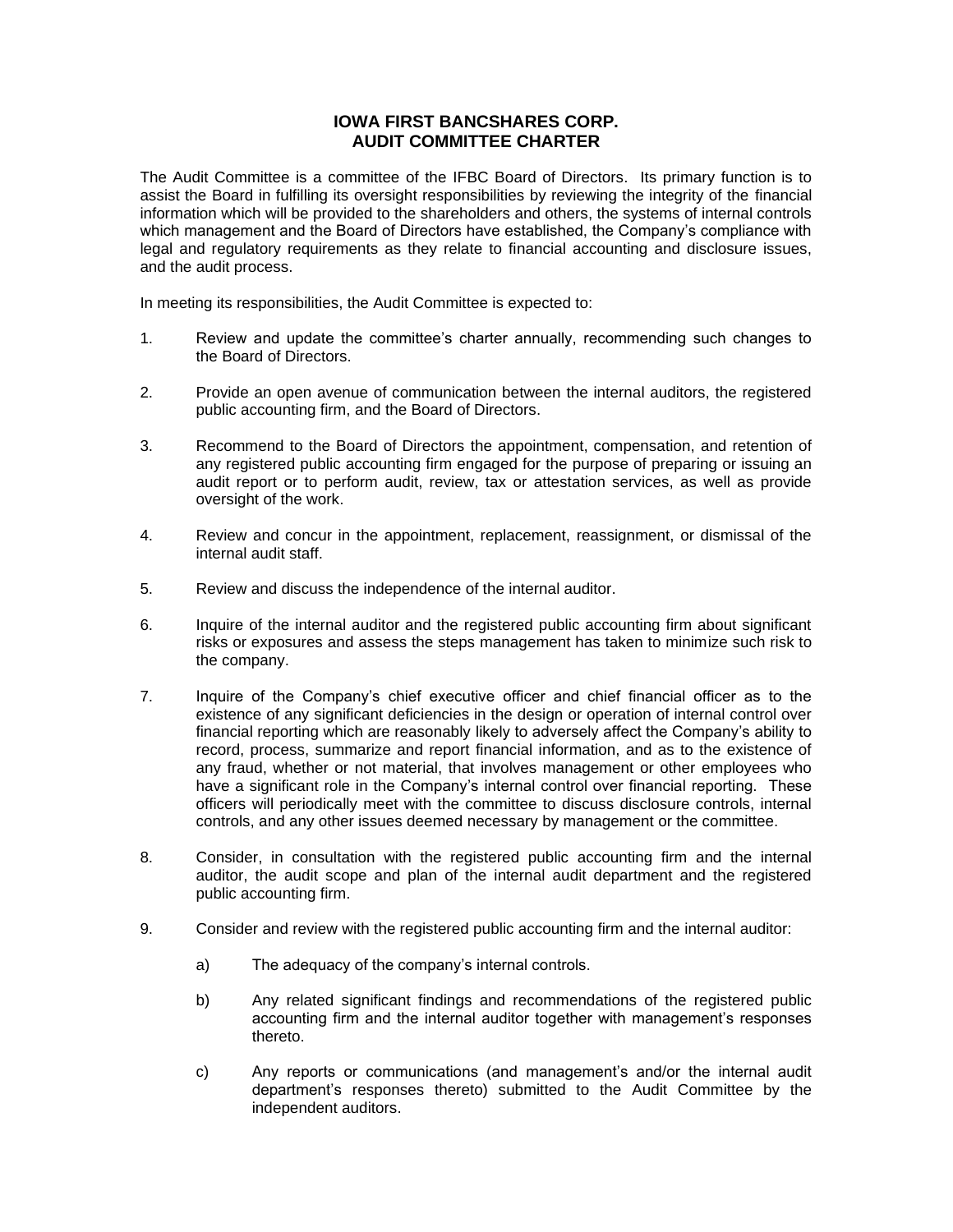# IOWA FIRST BANCSHARES CORP.
# AUDIT COMMITTEE CHARTER

The Audit Committee is a committee of the IFBC Board of Directors. Its primary function is to assist the Board in fulfilling its oversight responsibilities by reviewing the integrity of the financial information which will be provided to the shareholders and others, the systems of internal controls which management and the Board of Directors have established, the Company's compliance with legal and regulatory requirements as they relate to financial accounting and disclosure issues, and the audit process.

In meeting its responsibilities, the Audit Committee is expected to:

1. Review and update the committee's charter annually, recommending such changes to the Board of Directors.

2. Provide an open avenue of communication between the internal auditors, the registered public accounting firm, and the Board of Directors.

3. Recommend to the Board of Directors the appointment, compensation, and retention of any registered public accounting firm engaged for the purpose of preparing or issuing an audit report or to perform audit, review, tax or attestation services, as well as provide oversight of the work.

4. Review and concur in the appointment, replacement, reassignment, or dismissal of the internal audit staff.

5. Review and discuss the independence of the internal auditor.

6. Inquire of the internal auditor and the registered public accounting firm about significant risks or exposures and assess the steps management has taken to minimize such risk to the company.

7. Inquire of the Company's chief executive officer and chief financial officer as to the existence of any significant deficiencies in the design or operation of internal control over financial reporting which are reasonably likely to adversely affect the Company's ability to record, process, summarize and report financial information, and as to the existence of any fraud, whether or not material, that involves management or other employees who have a significant role in the Company's internal control over financial reporting. These officers will periodically meet with the committee to discuss disclosure controls, internal controls, and any other issues deemed necessary by management or the committee.

8. Consider, in consultation with the registered public accounting firm and the internal auditor, the audit scope and plan of the internal audit department and the registered public accounting firm.

9. Consider and review with the registered public accounting firm and the internal auditor:

    a) The adequacy of the company's internal controls.

    b) Any related significant findings and recommendations of the registered public accounting firm and the internal auditor together with management's responses thereto.

    c) Any reports or communications (and management's and/or the internal audit department's responses thereto) submitted to the Audit Committee by the independent auditors.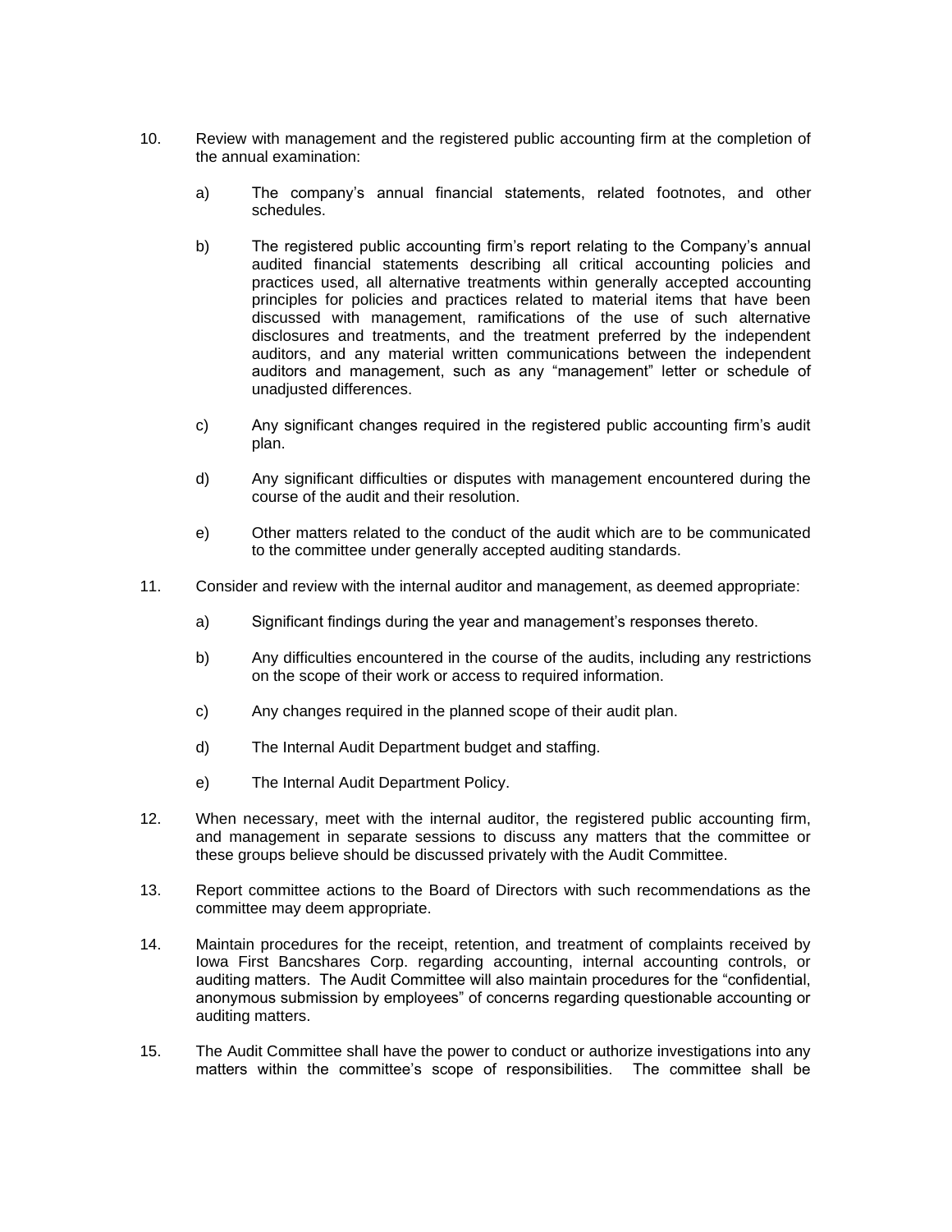10. Review with management and the registered public accounting firm at the completion of the annual examination:

    a) The company's annual financial statements, related footnotes, and other schedules.

    b) The registered public accounting firm's report relating to the Company's annual audited financial statements describing all critical accounting policies and practices used, all alternative treatments within generally accepted accounting principles for policies and practices related to material items that have been discussed with management, ramifications of the use of such alternative disclosures and treatments, and the treatment preferred by the independent auditors, and any material written communications between the independent auditors and management, such as any "management" letter or schedule of unadjusted differences.

    c) Any significant changes required in the registered public accounting firm's audit plan.

    d) Any significant difficulties or disputes with management encountered during the course of the audit and their resolution.

    e) Other matters related to the conduct of the audit which are to be communicated to the committee under generally accepted auditing standards.

11. Consider and review with the internal auditor and management, as deemed appropriate:

    a) Significant findings during the year and management's responses thereto.

    b) Any difficulties encountered in the course of the audits, including any restrictions on the scope of their work or access to required information.

    c) Any changes required in the planned scope of their audit plan.

    d) The Internal Audit Department budget and staffing.

    e) The Internal Audit Department Policy.

12. When necessary, meet with the internal auditor, the registered public accounting firm, and management in separate sessions to discuss any matters that the committee or these groups believe should be discussed privately with the Audit Committee.

13. Report committee actions to the Board of Directors with such recommendations as the committee may deem appropriate.

14. Maintain procedures for the receipt, retention, and treatment of complaints received by Iowa First Bancshares Corp. regarding accounting, internal accounting controls, or auditing matters. The Audit Committee will also maintain procedures for the "confidential, anonymous submission by employees" of concerns regarding questionable accounting or auditing matters.

15. The Audit Committee shall have the power to conduct or authorize investigations into any matters within the committee's scope of responsibilities. The committee shall be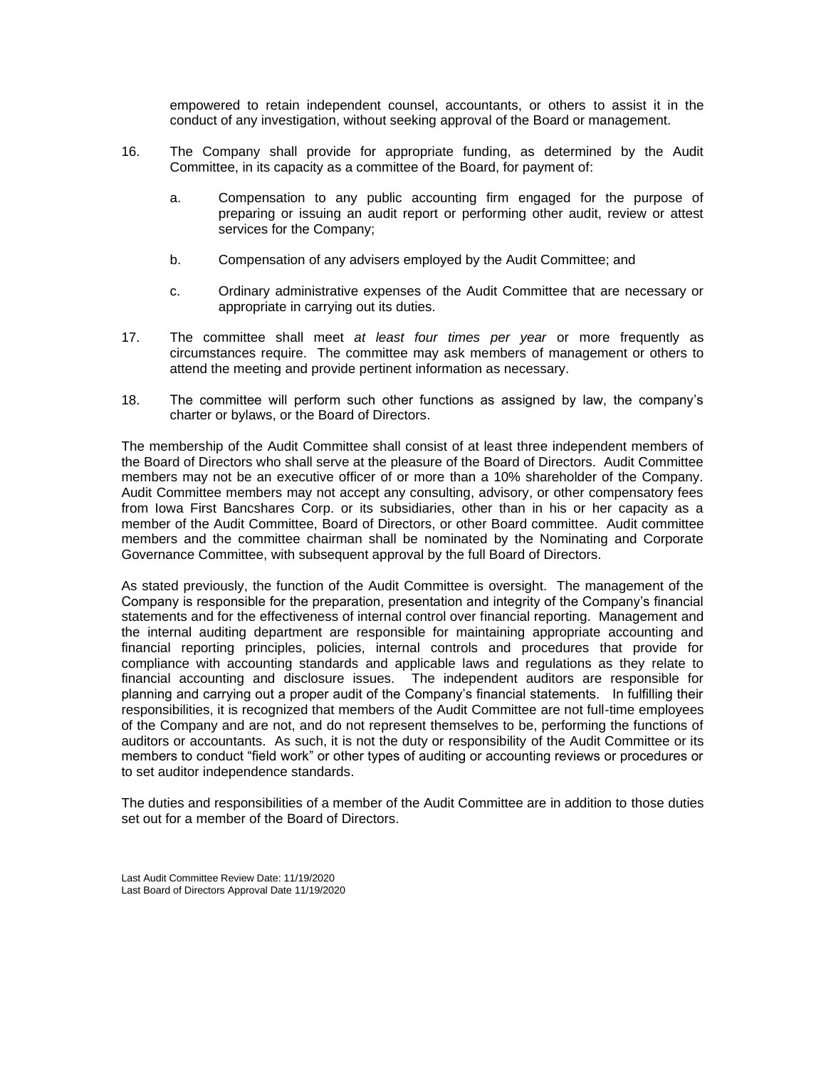empowered to retain independent counsel, accountants, or others to assist it in the conduct of any investigation, without seeking approval of the Board or management.

16. The Company shall provide for appropriate funding, as determined by the Audit Committee, in its capacity as a committee of the Board, for payment of:

    a. Compensation to any public accounting firm engaged for the purpose of preparing or issuing an audit report or performing other audit, review or attest services for the Company;

    b. Compensation of any advisers employed by the Audit Committee; and

    c. Ordinary administrative expenses of the Audit Committee that are necessary or appropriate in carrying out its duties.

17. The committee shall meet *at least four times per year* or more frequently as circumstances require. The committee may ask members of management or others to attend the meeting and provide pertinent information as necessary.

18. The committee will perform such other functions as assigned by law, the company's charter or bylaws, or the Board of Directors.

The membership of the Audit Committee shall consist of at least three independent members of the Board of Directors who shall serve at the pleasure of the Board of Directors. Audit Committee members may not be an executive officer of or more than a 10% shareholder of the Company. Audit Committee members may not accept any consulting, advisory, or other compensatory fees from Iowa First Bancshares Corp. or its subsidiaries, other than in his or her capacity as a member of the Audit Committee, Board of Directors, or other Board committee. Audit committee members and the committee chairman shall be nominated by the Nominating and Corporate Governance Committee, with subsequent approval by the full Board of Directors.

As stated previously, the function of the Audit Committee is oversight. The management of the Company is responsible for the preparation, presentation and integrity of the Company's financial statements and for the effectiveness of internal control over financial reporting. Management and the internal auditing department are responsible for maintaining appropriate accounting and financial reporting principles, policies, internal controls and procedures that provide for compliance with accounting standards and applicable laws and regulations as they relate to financial accounting and disclosure issues. The independent auditors are responsible for planning and carrying out a proper audit of the Company's financial statements. In fulfilling their responsibilities, it is recognized that members of the Audit Committee are not full-time employees of the Company and are not, and do not represent themselves to be, performing the functions of auditors or accountants. As such, it is not the duty or responsibility of the Audit Committee or its members to conduct "field work" or other types of auditing or accounting reviews or procedures or to set auditor independence standards.

The duties and responsibilities of a member of the Audit Committee are in addition to those duties set out for a member of the Board of Directors.

Last Audit Committee Review Date: 11/19/2020
Last Board of Directors Approval Date 11/19/2020